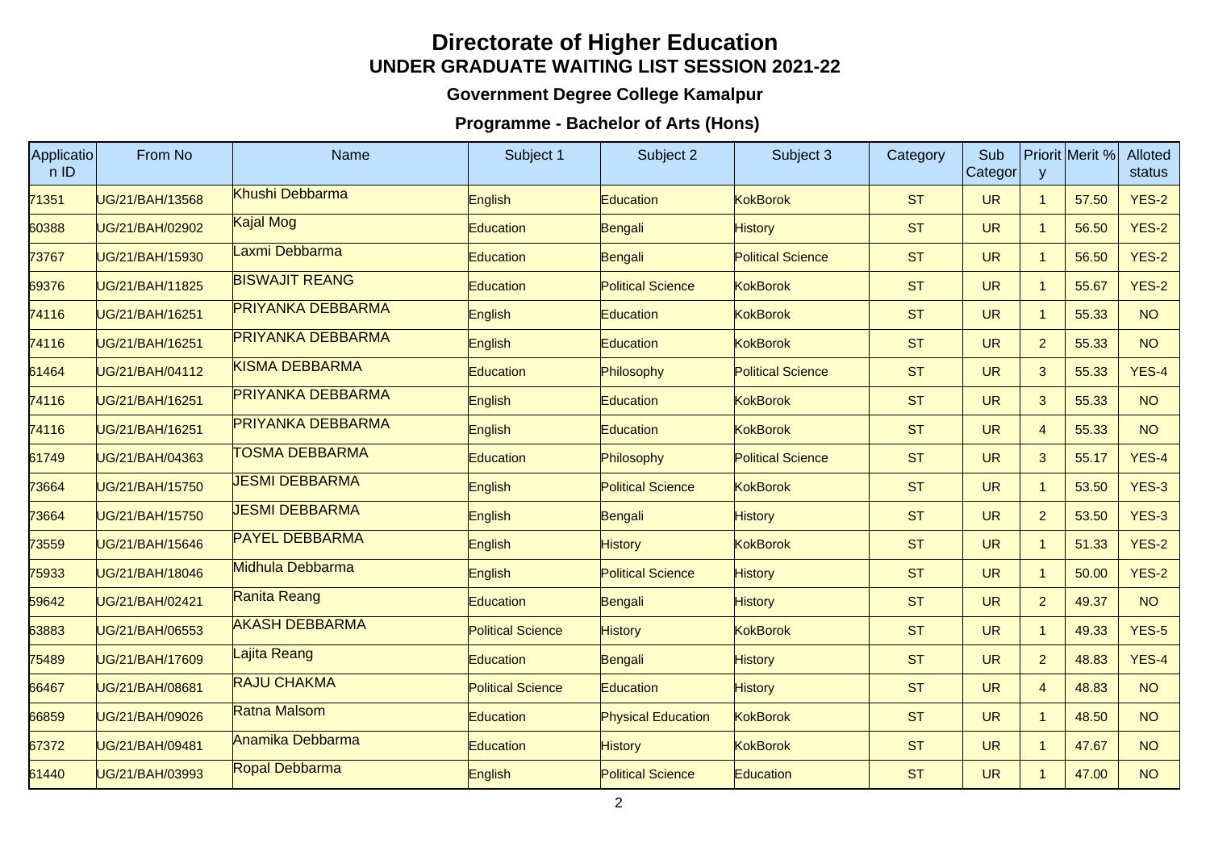# Directorate of Higher Education

## UNDER GRADUATE WAITING LIST SESSION 2021-22

### Government Degree College Kamalpur

### Programme - Bachelor of Arts (Hons)

| Application ID | From No | Name | Subject 1 | Subject 2 | Subject 3 | Category | Sub Category | Priority | Merit % | Alloted status |
|---|---|---|---|---|---|---|---|---|---|---|
| 71351 | UG/21/BAH/13568 | Khushi Debbarma | English | Education | KokBorok | ST | UR | 1 | 57.50 | YES-2 |
| 60388 | UG/21/BAH/02902 | Kajal Mog | Education | Bengali | History | ST | UR | 1 | 56.50 | YES-2 |
| 73767 | UG/21/BAH/15930 | Laxmi Debbarma | Education | Bengali | Political Science | ST | UR | 1 | 56.50 | YES-2 |
| 69376 | UG/21/BAH/11825 | BISWAJIT REANG | Education | Political Science | KokBorok | ST | UR | 1 | 55.67 | YES-2 |
| 74116 | UG/21/BAH/16251 | PRIYANKA DEBBARMA | English | Education | KokBorok | ST | UR | 1 | 55.33 | NO |
| 74116 | UG/21/BAH/16251 | PRIYANKA DEBBARMA | English | Education | KokBorok | ST | UR | 2 | 55.33 | NO |
| 61464 | UG/21/BAH/04112 | KISMA DEBBARMA | Education | Philosophy | Political Science | ST | UR | 3 | 55.33 | YES-4 |
| 74116 | UG/21/BAH/16251 | PRIYANKA DEBBARMA | English | Education | KokBorok | ST | UR | 3 | 55.33 | NO |
| 74116 | UG/21/BAH/16251 | PRIYANKA DEBBARMA | English | Education | KokBorok | ST | UR | 4 | 55.33 | NO |
| 61749 | UG/21/BAH/04363 | TOSMA DEBBARMA | Education | Philosophy | Political Science | ST | UR | 3 | 55.17 | YES-4 |
| 73664 | UG/21/BAH/15750 | JESMI DEBBARMA | English | Political Science | KokBorok | ST | UR | 1 | 53.50 | YES-3 |
| 73664 | UG/21/BAH/15750 | JESMI DEBBARMA | English | Bengali | History | ST | UR | 2 | 53.50 | YES-3 |
| 73559 | UG/21/BAH/15646 | PAYEL DEBBARMA | English | History | KokBorok | ST | UR | 1 | 51.33 | YES-2 |
| 75933 | UG/21/BAH/18046 | Midhula Debbarma | English | Political Science | History | ST | UR | 1 | 50.00 | YES-2 |
| 59642 | UG/21/BAH/02421 | Ranita Reang | Education | Bengali | History | ST | UR | 2 | 49.37 | NO |
| 63883 | UG/21/BAH/06553 | AKASH DEBBARMA | Political Science | History | KokBorok | ST | UR | 1 | 49.33 | YES-5 |
| 75489 | UG/21/BAH/17609 | Lajita Reang | Education | Bengali | History | ST | UR | 2 | 48.83 | YES-4 |
| 66467 | UG/21/BAH/08681 | RAJU CHAKMA | Political Science | Education | History | ST | UR | 4 | 48.83 | NO |
| 66859 | UG/21/BAH/09026 | Ratna Malsom | Education | Physical Education | KokBorok | ST | UR | 1 | 48.50 | NO |
| 67372 | UG/21/BAH/09481 | Anamika Debbarma | Education | History | KokBorok | ST | UR | 1 | 47.67 | NO |
| 61440 | UG/21/BAH/03993 | Ropal Debbarma | English | Political Science | Education | ST | UR | 1 | 47.00 | NO |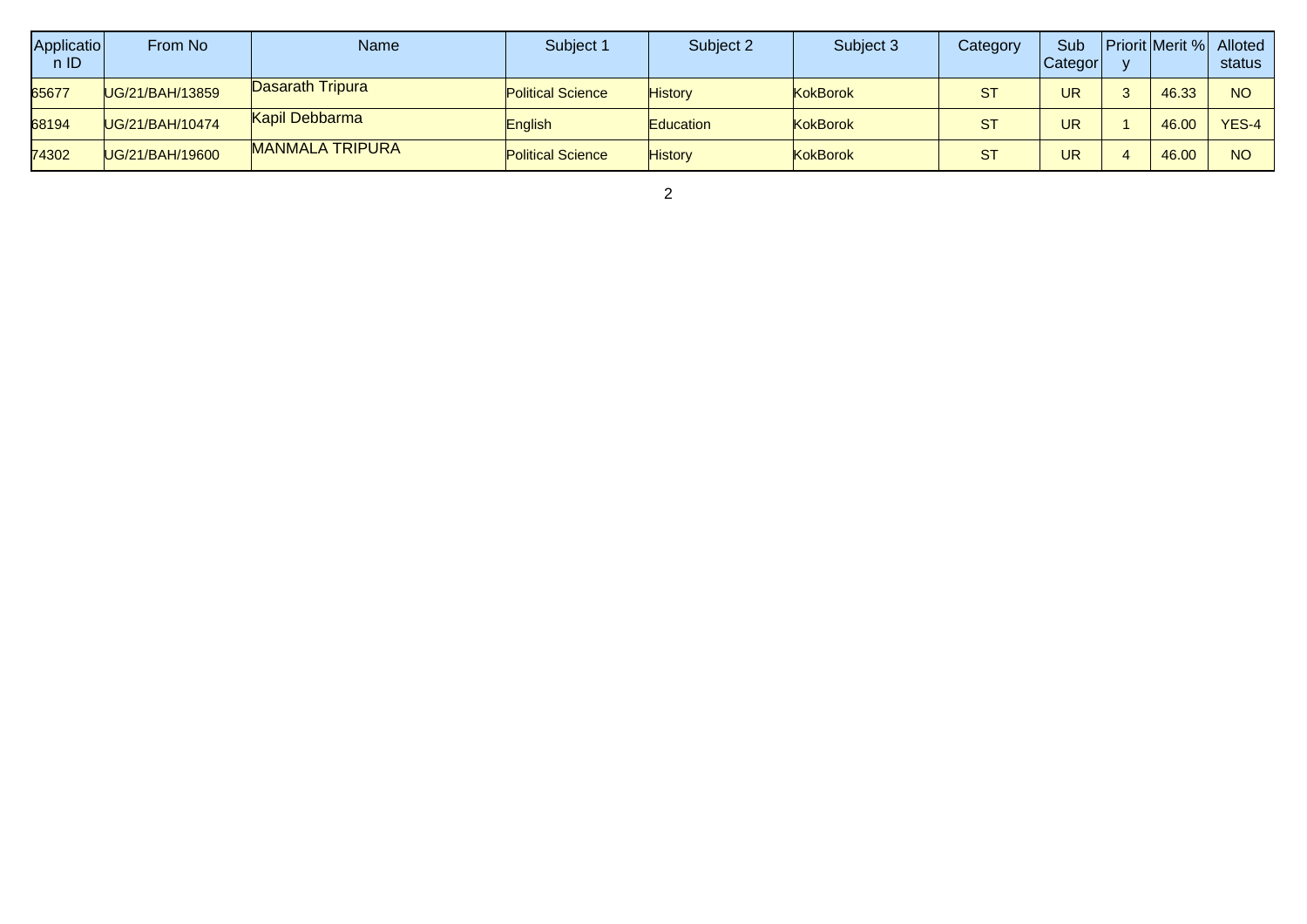| Application ID | From No | Name | Subject 1 | Subject 2 | Subject 3 | Category | Sub Category | Priority | Merit % | Alloted status |
|---|---|---|---|---|---|---|---|---|---|---|
| 65677 | UG/21/BAH/13859 | Dasarath Tripura | Political Science | History | KokBorok | ST | UR | 3 | 46.33 | NO |
| 68194 | UG/21/BAH/10474 | Kapil Debbarma | English | Education | KokBorok | ST | UR | 1 | 46.00 | YES-4 |
| 74302 | UG/21/BAH/19600 | MANMALA TRIPURA | Political Science | History | KokBorok | ST | UR | 4 | 46.00 | NO |